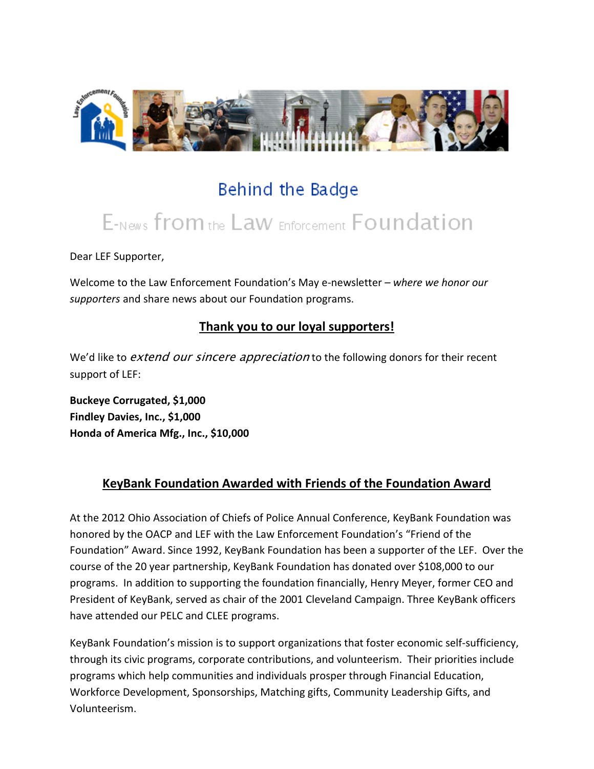# Behind the Badge

## E-News from the Law Enforcement Foundation

Dear LEF Supporter,

Welcome to the Law Enforcement Foundation's May e-newsletter – *where we honor our supporters* and share news about our Foundation programs.

## Thank you to our loyal supporters!

We'd like to *extend our sincere appreciation* to the following donors for their recent support of LEF:

**Buckeye Corrugated, $1,000**
**Findley Davies, Inc., $1,000**
**Honda of America Mfg., Inc., $10,000**

## KeyBank Foundation Awarded with Friends of the Foundation Award

At the 2012 Ohio Association of Chiefs of Police Annual Conference, KeyBank Foundation was honored by the OACP and LEF with the Law Enforcement Foundation's "Friend of the Foundation" Award. Since 1992, KeyBank Foundation has been a supporter of the LEF. Over the course of the 20 year partnership, KeyBank Foundation has donated over $108,000 to our programs. In addition to supporting the foundation financially, Henry Meyer, former CEO and President of KeyBank, served as chair of the 2001 Cleveland Campaign. Three KeyBank officers have attended our PELC and CLEE programs.

KeyBank Foundation's mission is to support organizations that foster economic self-sufficiency, through its civic programs, corporate contributions, and volunteerism. Their priorities include programs which help communities and individuals prosper through Financial Education, Workforce Development, Sponsorships, Matching gifts, Community Leadership Gifts, and Volunteerism.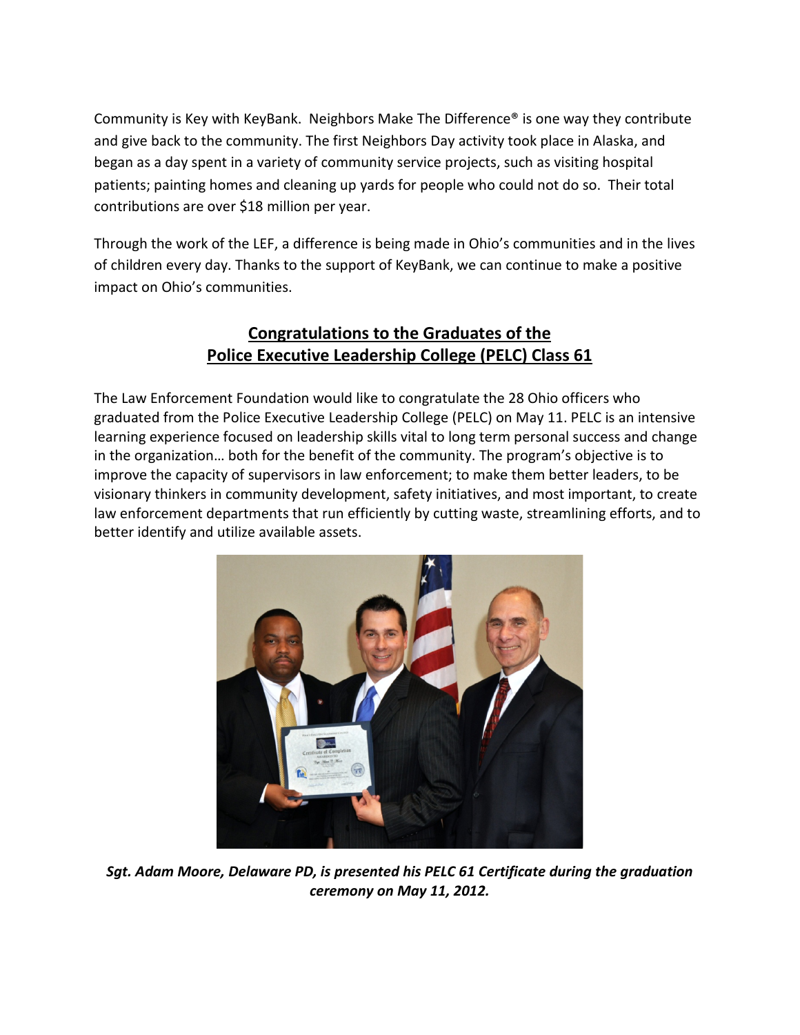Community is Key with KeyBank. Neighbors Make The Difference® is one way they contribute and give back to the community. The first Neighbors Day activity took place in Alaska, and began as a day spent in a variety of community service projects, such as visiting hospital patients; painting homes and cleaning up yards for people who could not do so. Their total contributions are over $18 million per year.

Through the work of the LEF, a difference is being made in Ohio's communities and in the lives of children every day. Thanks to the support of KeyBank, we can continue to make a positive impact on Ohio's communities.

## Congratulations to the Graduates of the Police Executive Leadership College (PELC) Class 61

The Law Enforcement Foundation would like to congratulate the 28 Ohio officers who graduated from the Police Executive Leadership College (PELC) on May 11. PELC is an intensive learning experience focused on leadership skills vital to long term personal success and change in the organization… both for the benefit of the community. The program's objective is to improve the capacity of supervisors in law enforcement; to make them better leaders, to be visionary thinkers in community development, safety initiatives, and most important, to create law enforcement departments that run efficiently by cutting waste, streamlining efforts, and to better identify and utilize available assets.

***Sgt. Adam Moore, Delaware PD, is presented his PELC 61 Certificate during the graduation ceremony on May 11, 2012.***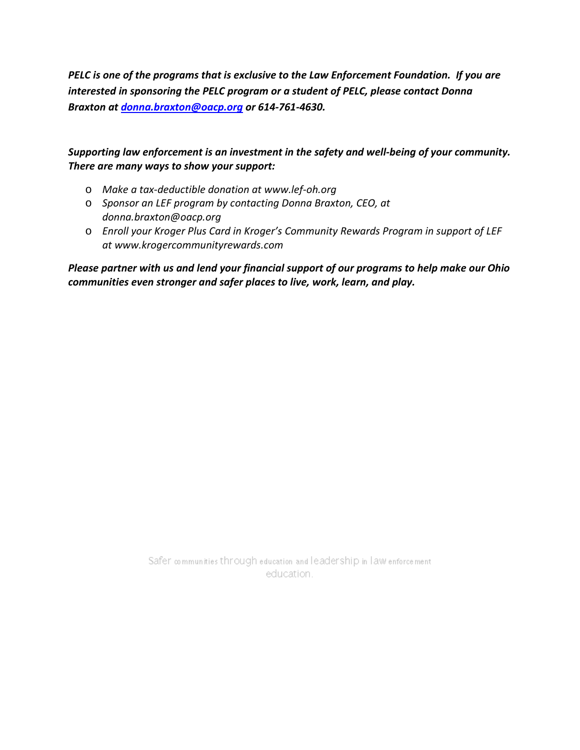***PELC is one of the programs that is exclusive to the Law Enforcement Foundation. If you are interested in sponsoring the PELC program or a student of PELC, please contact Donna Braxton at [donna.braxton@oacp.org](mailto:donna.braxton@oacp.org) or 614-761-4630.***

***Supporting law enforcement is an investment in the safety and well-being of your community. There are many ways to show your support:***

- *Make a tax-deductible donation at www.lef-oh.org*
- *Sponsor an LEF program by contacting Donna Braxton, CEO, at donna.braxton@oacp.org*
- *Enroll your Kroger Plus Card in Kroger's Community Rewards Program in support of LEF at www.krogercommunityrewards.com*

***Please partner with us and lend your financial support of our programs to help make our Ohio communities even stronger and safer places to live, work, learn, and play.***

Safer communities through education and leadership in law enforcement education.